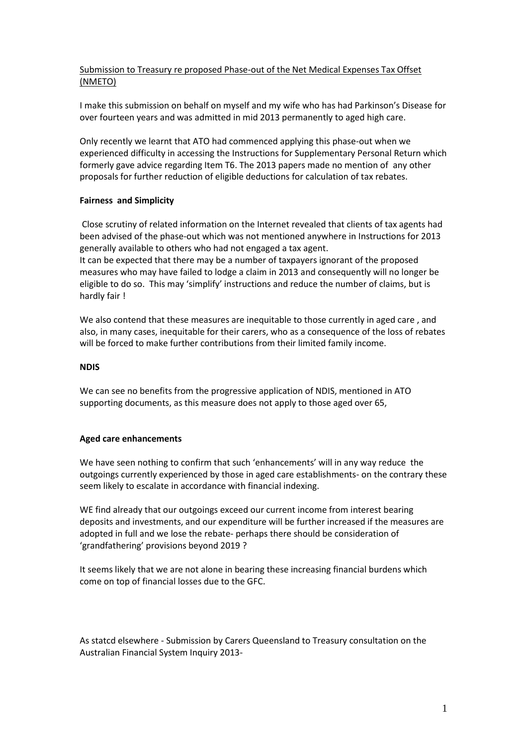Submission to Treasury re proposed Phase-out of the Net Medical Expenses Tax Offset (NMETO)

I make this submission on behalf on myself and my wife who has had Parkinson's Disease for over fourteen years and was admitted in mid 2013 permanently to aged high care.

Only recently we learnt that ATO had commenced applying this phase-out when we experienced difficulty in accessing the Instructions for Supplementary Personal Return which formerly gave advice regarding Item T6. The 2013 papers made no mention of any other proposals for further reduction of eligible deductions for calculation of tax rebates.

**Fairness and Simplicity**

Close scrutiny of related information on the Internet revealed that clients of tax agents had been advised of the phase-out which was not mentioned anywhere in Instructions for 2013 generally available to others who had not engaged a tax agent.
It can be expected that there may be a number of taxpayers ignorant of the proposed measures who may have failed to lodge a claim in 2013 and consequently will no longer be eligible to do so. This may 'simplify' instructions and reduce the number of claims, but is hardly fair !

We also contend that these measures are inequitable to those currently in aged care , and also, in many cases, inequitable for their carers, who as a consequence of the loss of rebates will be forced to make further contributions from their limited family income.

**NDIS**

We can see no benefits from the progressive application of NDIS, mentioned in ATO supporting documents, as this measure does not apply to those aged over 65,

**Aged care enhancements**

We have seen nothing to confirm that such 'enhancements' will in any way reduce the outgoings currently experienced by those in aged care establishments- on the contrary these seem likely to escalate in accordance with financial indexing.

WE find already that our outgoings exceed our current income from interest bearing deposits and investments, and our expenditure will be further increased if the measures are adopted in full and we lose the rebate- perhaps there should be consideration of 'grandfathering' provisions beyond 2019 ?

It seems likely that we are not alone in bearing these increasing financial burdens which come on top of financial losses due to the GFC.

As statcd elsewhere - Submission by Carers Queensland to Treasury consultation on the Australian Financial System Inquiry 2013-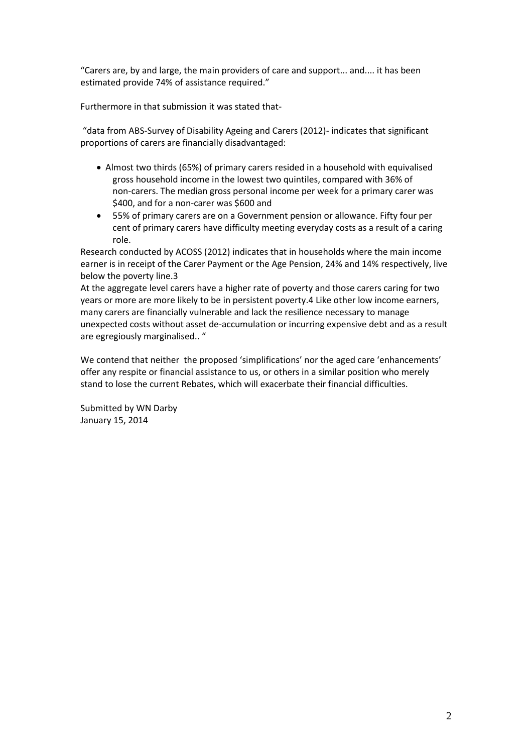"Carers are, by and large, the main providers of care and support... and.... it has been estimated provide 74% of assistance required."

Furthermore in that submission it was stated that-

"data from ABS-Survey of Disability Ageing and Carers (2012)- indicates that significant proportions of carers are financially disadvantaged:

- Almost two thirds (65%) of primary carers resided in a household with equivalised gross household income in the lowest two quintiles, compared with 36% of non-carers. The median gross personal income per week for a primary carer was $400, and for a non-carer was $600 and
- 55% of primary carers are on a Government pension or allowance. Fifty four per cent of primary carers have difficulty meeting everyday costs as a result of a caring role.

Research conducted by ACOSS (2012) indicates that in households where the main income earner is in receipt of the Carer Payment or the Age Pension, 24% and 14% respectively, live below the poverty line.3

At the aggregate level carers have a higher rate of poverty and those carers caring for two years or more are more likely to be in persistent poverty.4 Like other low income earners, many carers are financially vulnerable and lack the resilience necessary to manage unexpected costs without asset de-accumulation or incurring expensive debt and as a result are egregiously marginalised.. "

We contend that neither the proposed 'simplifications' nor the aged care 'enhancements' offer any respite or financial assistance to us, or others in a similar position who merely stand to lose the current Rebates, which will exacerbate their financial difficulties.

Submitted by WN Darby
January 15, 2014